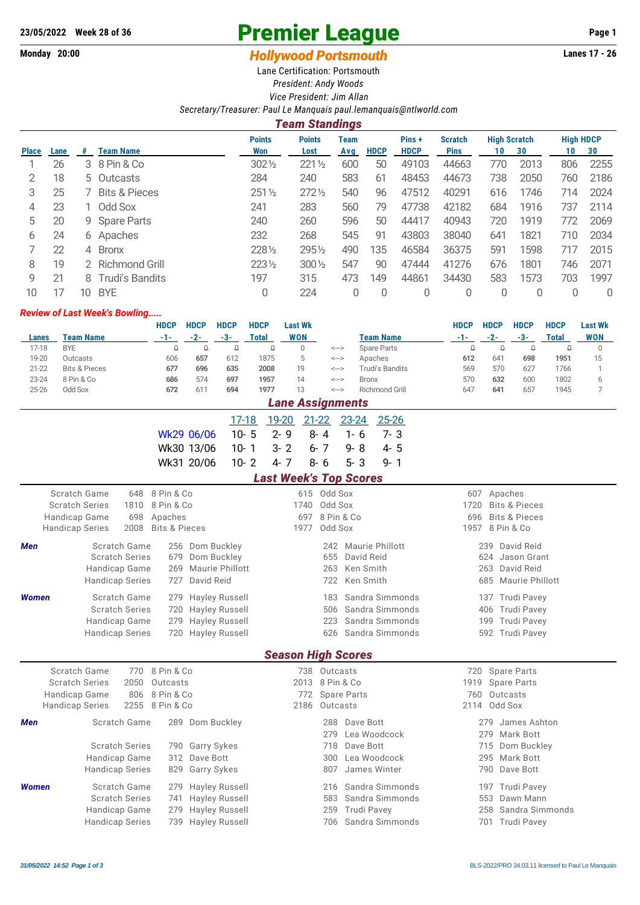**23/05/2022 Week 28 of 36**

# Premier League

**Monday 20:00**

## *Hollywood Portsmouth*

**Lanes 17 - 26**

Lane Certification: Portsmouth

*President: Andy Woods*

*Vice President: Jim Allan*

*Secretary/Treasurer: Paul Le Manquais paul.lemanquais@ntlworld.com*

### *Team Standings*

| Place | Lane | # | Team Name | Points Won | Points Lost | Team Avg | HDCP | Pins + HDCP | Scratch Pins | High Scratch 10 | High Scratch 30 | High HDCP 10 | High HDCP 30 |
|---|---|---|---|---|---|---|---|---|---|---|---|---|---|
| 1 | 26 | 3 | 8 Pin & Co | 302½ | 221½ | 600 | 50 | 49103 | 44663 | 770 | 2013 | 806 | 2255 |
| 2 | 18 | 5 | Outcasts | 284 | 240 | 583 | 61 | 48453 | 44673 | 738 | 2050 | 760 | 2186 |
| 3 | 25 | 7 | Bits & Pieces | 251½ | 272½ | 540 | 96 | 47512 | 40291 | 616 | 1746 | 714 | 2024 |
| 4 | 23 | 1 | Odd Sox | 241 | 283 | 560 | 79 | 47738 | 42182 | 684 | 1916 | 737 | 2114 |
| 5 | 20 | 9 | Spare Parts | 240 | 260 | 596 | 50 | 44417 | 40943 | 720 | 1919 | 772 | 2069 |
| 6 | 24 | 6 | Apaches | 232 | 268 | 545 | 91 | 43803 | 38040 | 641 | 1821 | 710 | 2034 |
| 7 | 22 | 4 | Bronx | 228½ | 295½ | 490 | 135 | 46584 | 36375 | 591 | 1598 | 717 | 2015 |
| 8 | 19 | 2 | Richmond Grill | 223½ | 300½ | 547 | 90 | 47444 | 41276 | 676 | 1801 | 746 | 2071 |
| 9 | 21 | 8 | Trudi's Bandits | 197 | 315 | 473 | 149 | 44861 | 34430 | 583 | 1573 | 703 | 1997 |
| 10 | 17 | 10 | BYE | 0 | 224 | 0 | 0 | 0 | 0 | 0 | 0 | 0 | 0 |

*Review of Last Week's Bowling.....*

| Lanes | Team Name | HDCP -1- | HDCP -2- | HDCP -3- | HDCP Total | Last Wk WON | | Team Name | HDCP -1- | HDCP -2- | HDCP -3- | HDCP Total | Last Wk WON |
|---|---|---|---|---|---|---|---|---|---|---|---|---|---|
| 17-18 | BYE | 0 | 0 | 0 | 0 | 0 | <---> | Spare Parts | 0 | 0 | 0 | 0 | 0 |
| 19-20 | Outcasts | 606 | **657** | 612 | 1875 | 5 | <---> | Apaches | **612** | 641 | **698** | **1951** | 15 |
| 21-22 | Bits & Pieces | **677** | **696** | **635** | **2008** | 19 | <---> | Trudi's Bandits | 569 | 570 | 627 | 1766 | 1 |
| 23-24 | 8 Pin & Co | **686** | 574 | **697** | **1957** | 14 | <---> | Bronx | 570 | **632** | 600 | 1802 | 6 |
| 25-26 | Odd Sox | **672** | 611 | **694** | **1977** | 13 | <---> | Richmond Grill | 647 | **641** | 657 | 1945 | 7 |

### *Lane Assignments*

| | 17-18 | 19-20 | 21-22 | 23-24 | 25-26 |
|---|---|---|---|---|---|
| Wk29 06/06 | 10- 5 | 2- 9 | 8- 4 | 1- 6 | 7- 3 |
| Wk30 13/06 | 10- 1 | 3- 2 | 6- 7 | 9- 8 | 4- 5 |
| Wk31 20/06 | 10- 2 | 4- 7 | 8- 6 | 5- 3 | 9- 1 |

### *Last Week's Top Scores*

| | | | | | | | |
|---|---|---|---|---|---|---|---|
| Scratch Game | 648 | 8 Pin & Co | 615 | Odd Sox | 607 | Apaches |
| Scratch Series | 1810 | 8 Pin & Co | 1740 | Odd Sox | 1720 | Bits & Pieces |
| Handicap Game | 698 | Apaches | 697 | 8 Pin & Co | 696 | Bits & Pieces |
| Handicap Series | 2008 | Bits & Pieces | 1977 | Odd Sox | 1957 | 8 Pin & Co |

| | | | | | | | |
|---|---|---|---|---|---|---|---|
| ***Men*** | Scratch Game | 256 Dom Buckley | | 242 Maurie Phillott | | 239 David Reid | |
| | Scratch Series | 679 Dom Buckley | | 655 David Reid | | 624 Jason Grant | |
| | Handicap Game | 269 Maurie Phillott | | 263 Ken Smith | | 263 David Reid | |
| | Handicap Series | 727 David Reid | | 722 Ken Smith | | 685 Maurie Phillott | |
| ***Women*** | Scratch Game | 279 Hayley Russell | | 183 Sandra Simmonds | | 137 Trudi Pavey | |
| | Scratch Series | 720 Hayley Russell | | 506 Sandra Simmonds | | 406 Trudi Pavey | |
| | Handicap Game | 279 Hayley Russell | | 223 Sandra Simmonds | | 199 Trudi Pavey | |
| | Handicap Series | 720 Hayley Russell | | 626 Sandra Simmonds | | 592 Trudi Pavey | |

### *Season High Scores*

| | | | | | | |
|---|---|---|---|---|---|---|
| Scratch Game | 770 | 8 Pin & Co | 738 | Outcasts | 720 | Spare Parts |
| Scratch Series | 2050 | Outcasts | 2013 | 8 Pin & Co | 1919 | Spare Parts |
| Handicap Game | 806 | 8 Pin & Co | 772 | Spare Parts | 760 | Outcasts |
| Handicap Series | 2255 | 8 Pin & Co | 2186 | Outcasts | 2114 | Odd Sox |

| | | | | |
|---|---|---|---|---|
| ***Men*** | Scratch Game | 289 Dom Buckley | 288 Dave Bott | 279 James Ashton |
| | | | 279 Lea Woodcock | 279 Mark Bott |
| | Scratch Series | 790 Garry Sykes | 718 Dave Bott | 715 Dom Buckley |
| | Handicap Game | 312 Dave Bott | 300 Lea Woodcock | 295 Mark Bott |
| | Handicap Series | 829 Garry Sykes | 807 James Winter | 790 Dave Bott |
| ***Women*** | Scratch Game | 279 Hayley Russell | 216 Sandra Simmonds | 197 Trudi Pavey |
| | Scratch Series | 741 Hayley Russell | 583 Sandra Simmonds | 553 Dawn Mann |
| | Handicap Game | 279 Hayley Russell | 259 Trudi Pavey | 258 Sandra Simmonds |
| | Handicap Series | 739 Hayley Russell | 706 Sandra Simmonds | 701 Trudi Pavey |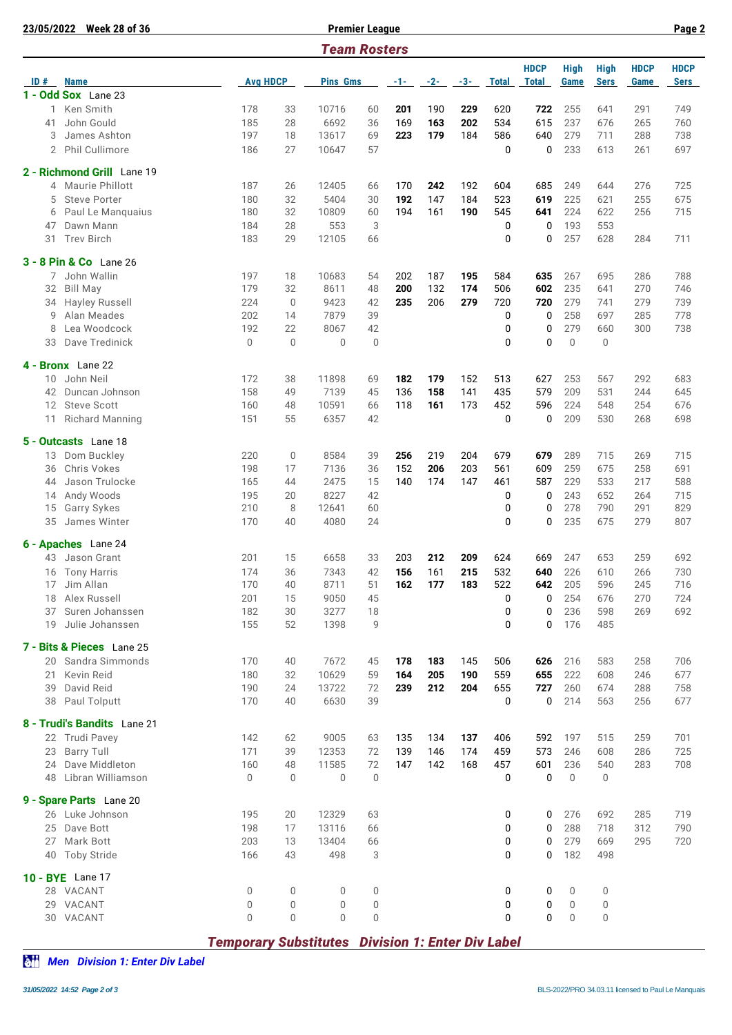**23/05/2022 Week 28 of 36** — **Premier League**

## Team Rosters

| ID # | Name | Avg | HDCP | Pins | Gms | -1- | -2- | -3- | Total | HDCP Total | High Game | High Sers | HDCP Game | HDCP Sers |
|---|---|---|---|---|---|---|---|---|---|---|---|---|---|---|
| **1 - Odd Sox** Lane 23 | | | | | | | | | | | | | | |
| 1 | Ken Smith | 178 | 33 | 10716 | 60 | **201** | 190 | **229** | 620 | **722** | 255 | 641 | 291 | 749 |
| 41 | John Gould | 185 | 28 | 6692 | 36 | 169 | **163** | **202** | 534 | 615 | 237 | 676 | 265 | 760 |
| 3 | James Ashton | 197 | 18 | 13617 | 69 | **223** | **179** | 184 | 586 | 640 | 279 | 711 | 288 | 738 |
| 2 | Phil Cullimore | 186 | 27 | 10647 | 57 | | | | 0 | 0 | 233 | 613 | 261 | 697 |
| **2 - Richmond Grill** Lane 19 | | | | | | | | | | | | | | |
| 4 | Maurie Phillott | 187 | 26 | 12405 | 66 | 170 | **242** | 192 | 604 | 685 | 249 | 644 | 276 | 725 |
| 5 | Steve Porter | 180 | 32 | 5404 | 30 | **192** | 147 | 184 | 523 | **619** | 225 | 621 | 255 | 675 |
| 6 | Paul Le Manquaius | 180 | 32 | 10809 | 60 | 194 | 161 | **190** | 545 | **641** | 224 | 622 | 256 | 715 |
| 47 | Dawn Mann | 184 | 28 | 553 | 3 | | | | 0 | 0 | 193 | 553 | | |
| 31 | Trev Birch | 183 | 29 | 12105 | 66 | | | | 0 | 0 | 257 | 628 | 284 | 711 |
| **3 - 8 Pin & Co** Lane 26 | | | | | | | | | | | | | | |
| 7 | John Wallin | 197 | 18 | 10683 | 54 | 202 | 187 | **195** | 584 | **635** | 267 | 695 | 286 | 788 |
| 32 | Bill May | 179 | 32 | 8611 | 48 | **200** | 132 | **174** | 506 | **602** | 235 | 641 | 270 | 746 |
| 34 | Hayley Russell | 224 | 0 | 9423 | 42 | **235** | 206 | **279** | 720 | **720** | 279 | 741 | 279 | 739 |
| 9 | Alan Meades | 202 | 14 | 7879 | 39 | | | | 0 | 0 | 258 | 697 | 285 | 778 |
| 8 | Lea Woodcock | 192 | 22 | 8067 | 42 | | | | 0 | 0 | 279 | 660 | 300 | 738 |
| 33 | Dave Tredinick | 0 | 0 | 0 | 0 | | | | 0 | 0 | 0 | 0 | | |
| **4 - Bronx** Lane 22 | | | | | | | | | | | | | | |
| 10 | John Neil | 172 | 38 | 11898 | 69 | **182** | **179** | 152 | 513 | 627 | 253 | 567 | 292 | 683 |
| 42 | Duncan Johnson | 158 | 49 | 7139 | 45 | 136 | **158** | 141 | 435 | 579 | 209 | 531 | 244 | 645 |
| 12 | Steve Scott | 160 | 48 | 10591 | 66 | 118 | **161** | 173 | 452 | 596 | 224 | 548 | 254 | 676 |
| 11 | Richard Manning | 151 | 55 | 6357 | 42 | | | | 0 | 0 | 209 | 530 | 268 | 698 |
| **5 - Outcasts** Lane 18 | | | | | | | | | | | | | | |
| 13 | Dom Buckley | 220 | 0 | 8584 | 39 | **256** | 219 | 204 | 679 | **679** | 289 | 715 | 269 | 715 |
| 36 | Chris Vokes | 198 | 17 | 7136 | 36 | 152 | **206** | 203 | 561 | 609 | 259 | 675 | 258 | 691 |
| 44 | Jason Trulocke | 165 | 44 | 2475 | 15 | 140 | 174 | 147 | 461 | 587 | 229 | 533 | 217 | 588 |
| 14 | Andy Woods | 195 | 20 | 8227 | 42 | | | | 0 | 0 | 243 | 652 | 264 | 715 |
| 15 | Garry Sykes | 210 | 8 | 12641 | 60 | | | | 0 | 0 | 278 | 790 | 291 | 829 |
| 35 | James Winter | 170 | 40 | 4080 | 24 | | | | 0 | 0 | 235 | 675 | 279 | 807 |
| **6 - Apaches** Lane 24 | | | | | | | | | | | | | | |
| 43 | Jason Grant | 201 | 15 | 6658 | 33 | 203 | **212** | **209** | 624 | 669 | 247 | 653 | 259 | 692 |
| 16 | Tony Harris | 174 | 36 | 7343 | 42 | **156** | 161 | **215** | 532 | **640** | 226 | 610 | 266 | 730 |
| 17 | Jim Allan | 170 | 40 | 8711 | 51 | **162** | **177** | **183** | 522 | **642** | 205 | 596 | 245 | 716 |
| 18 | Alex Russell | 201 | 15 | 9050 | 45 | | | | 0 | 0 | 254 | 676 | 270 | 724 |
| 37 | Suren Johanssen | 182 | 30 | 3277 | 18 | | | | 0 | 0 | 236 | 598 | 269 | 692 |
| 19 | Julie Johanssen | 155 | 52 | 1398 | 9 | | | | 0 | 0 | 176 | 485 | | |
| **7 - Bits & Pieces** Lane 25 | | | | | | | | | | | | | | |
| 20 | Sandra Simmonds | 170 | 40 | 7672 | 45 | **178** | **183** | 145 | 506 | **626** | 216 | 583 | 258 | 706 |
| 21 | Kevin Reid | 180 | 32 | 10629 | 59 | 164 | **205** | **190** | 559 | **655** | 222 | 608 | 246 | 677 |
| 39 | David Reid | 190 | 24 | 13722 | 72 | **239** | **212** | **204** | 655 | **727** | 260 | 674 | 288 | 758 |
| 38 | Paul Tolputt | 170 | 40 | 6630 | 39 | | | | 0 | 0 | 214 | 563 | 256 | 677 |
| **8 - Trudi's Bandits** Lane 21 | | | | | | | | | | | | | | |
| 22 | Trudi Pavey | 142 | 62 | 9005 | 63 | 135 | 134 | **137** | 406 | 592 | 197 | 515 | 259 | 701 |
| 23 | Barry Tull | 171 | 39 | 12353 | 72 | 139 | 146 | 174 | 459 | 573 | 246 | 608 | 286 | 725 |
| 24 | Dave Middleton | 160 | 48 | 11585 | 72 | 147 | 142 | 168 | 457 | 601 | 236 | 540 | 283 | 708 |
| 48 | Libran Williamson | 0 | 0 | 0 | 0 | | | | 0 | 0 | 0 | 0 | | |
| **9 - Spare Parts** Lane 20 | | | | | | | | | | | | | | |
| 26 | Luke Johnson | 195 | 20 | 12329 | 63 | | | | 0 | 0 | 276 | 692 | 285 | 719 |
| 25 | Dave Bott | 198 | 17 | 13116 | 66 | | | | 0 | 0 | 288 | 718 | 312 | 790 |
| 27 | Mark Bott | 203 | 13 | 13404 | 66 | | | | 0 | 0 | 279 | 669 | 295 | 720 |
| 40 | Toby Stride | 166 | 43 | 498 | 3 | | | | 0 | 0 | 182 | 498 | | |
| **10 - BYE** Lane 17 | | | | | | | | | | | | | | |
| 28 | VACANT | 0 | 0 | 0 | 0 | | | | 0 | 0 | 0 | 0 | | |
| 29 | VACANT | 0 | 0 | 0 | 0 | | | | 0 | 0 | 0 | 0 | | |
| 30 | VACANT | 0 | 0 | 0 | 0 | | | | 0 | 0 | 0 | 0 | | |

## *Temporary Substitutes Division 1: Enter Div Label*

***Men Division 1: Enter Div Label***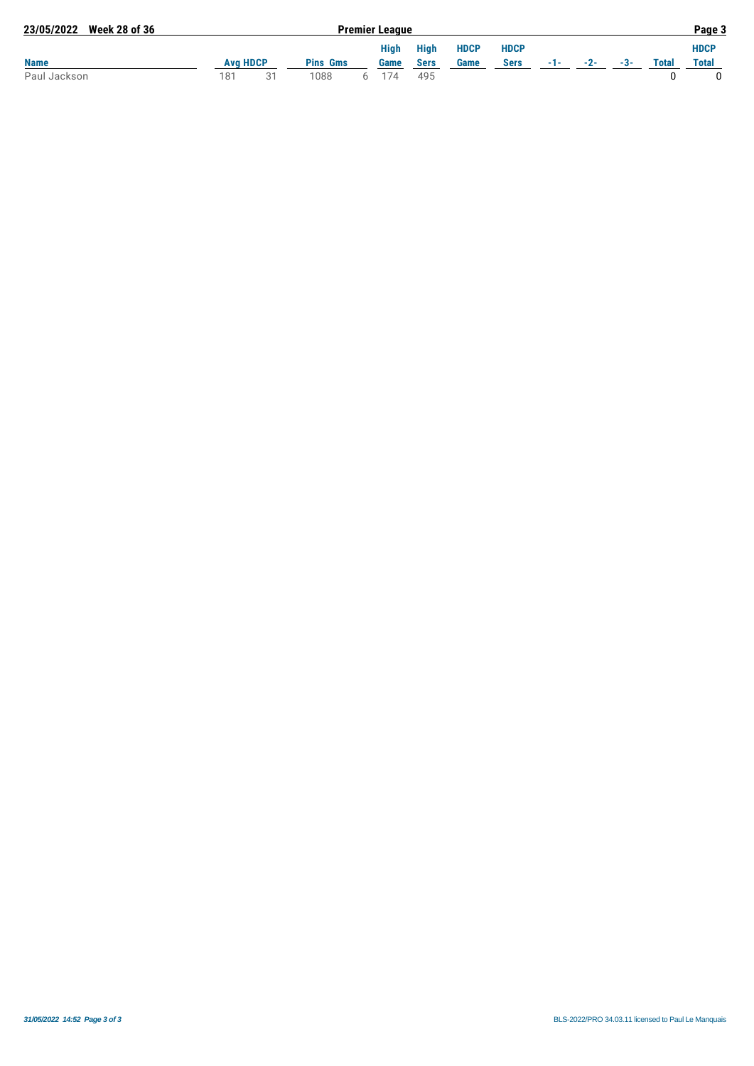**23/05/2022 Week 28 of 36** **Premier League**

| Name | Avg | HDCP | Pins | Gms | High Game | High Sers | HDCP Game | HDCP Sers | -1- | -2- | -3- | Total | HDCP Total |
|---|---|---|---|---|---|---|---|---|---|---|---|---|---|
| Paul Jackson | 181 | 31 | 1088 | 6 | 174 | 495 | | | | | | 0 | 0 |

BLS-2022/PRO 34.03.11 licensed to Paul Le Manquais